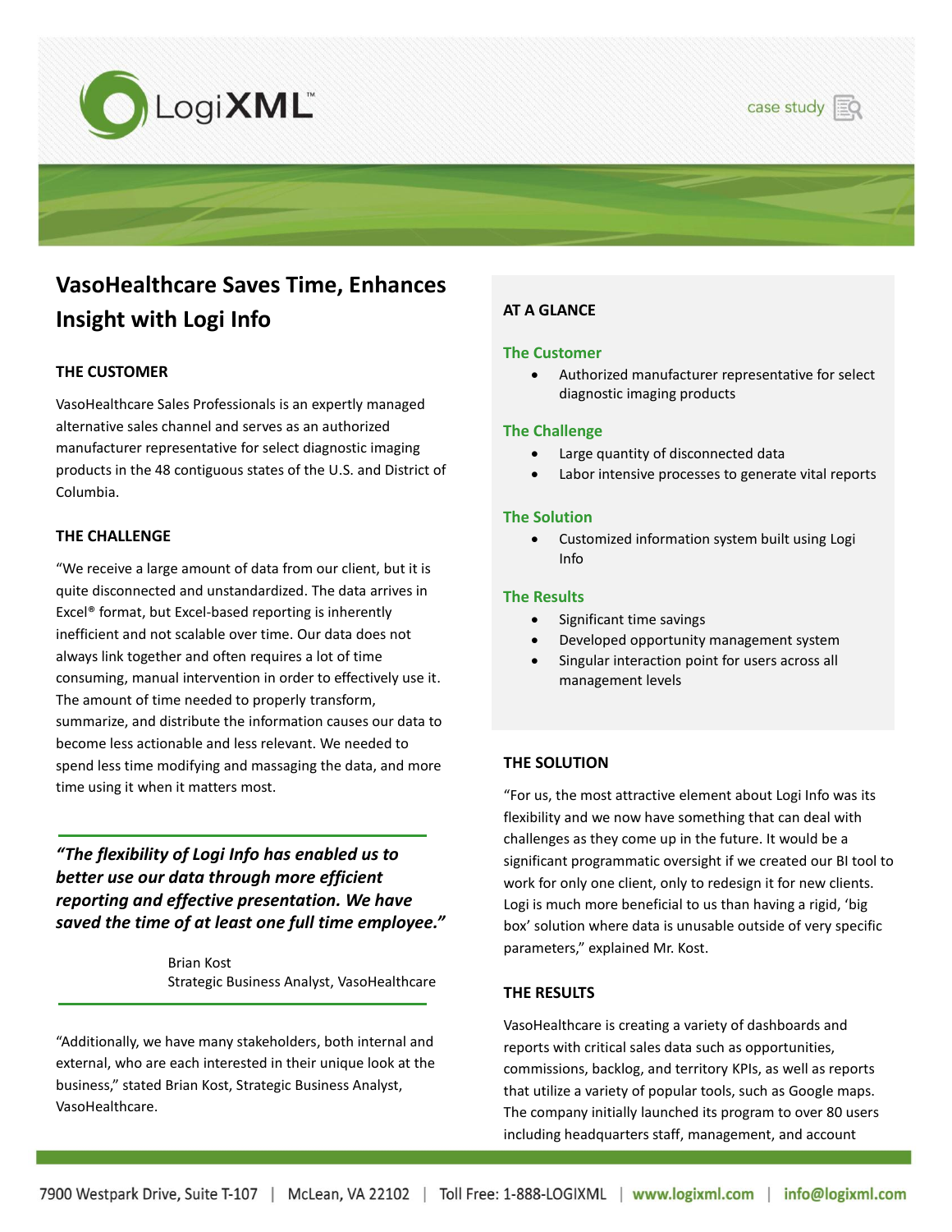# VasoHealthcare Saves Time, Enhances Insight with Logi Info

## AT A GLANCE

### The Customer

- Authorized manufacturer representative for select diagnostic imaging products

### The Challenge

- Large quantity of disconnected data
- Labor intensive processes to generate vital reports

### The Solution

- Customized information system built using Logi Info

### The Results

- Significant time savings
- Developed opportunity management system
- Singular interaction point for users across all management levels

## THE CUSTOMER

VasoHealthcare Sales Professionals is an expertly managed alternative sales channel and serves as an authorized manufacturer representative for select diagnostic imaging products in the 48 contiguous states of the U.S. and District of Columbia.

## THE CHALLENGE

"We receive a large amount of data from our client, but it is quite disconnected and unstandardized. The data arrives in Excel® format, but Excel-based reporting is inherently inefficient and not scalable over time. Our data does not always link together and often requires a lot of time consuming, manual intervention in order to effectively use it. The amount of time needed to properly transform, summarize, and distribute the information causes our data to become less actionable and less relevant. We needed to spend less time modifying and massaging the data, and more time using it when it matters most.

> ***"The flexibility of Logi Info has enabled us to better use our data through more efficient reporting and effective presentation. We have saved the time of at least one full time employee."***
>
> Brian Kost
> Strategic Business Analyst, VasoHealthcare

"Additionally, we have many stakeholders, both internal and external, who are each interested in their unique look at the business," stated Brian Kost, Strategic Business Analyst, VasoHealthcare.

## THE SOLUTION

"For us, the most attractive element about Logi Info was its flexibility and we now have something that can deal with challenges as they come up in the future. It would be a significant programmatic oversight if we created our BI tool to work for only one client, only to redesign it for new clients. Logi is much more beneficial to us than having a rigid, 'big box' solution where data is unusable outside of very specific parameters," explained Mr. Kost.

## THE RESULTS

VasoHealthcare is creating a variety of dashboards and reports with critical sales data such as opportunities, commissions, backlog, and territory KPIs, as well as reports that utilize a variety of popular tools, such as Google maps. The company initially launched its program to over 80 users including headquarters staff, management, and account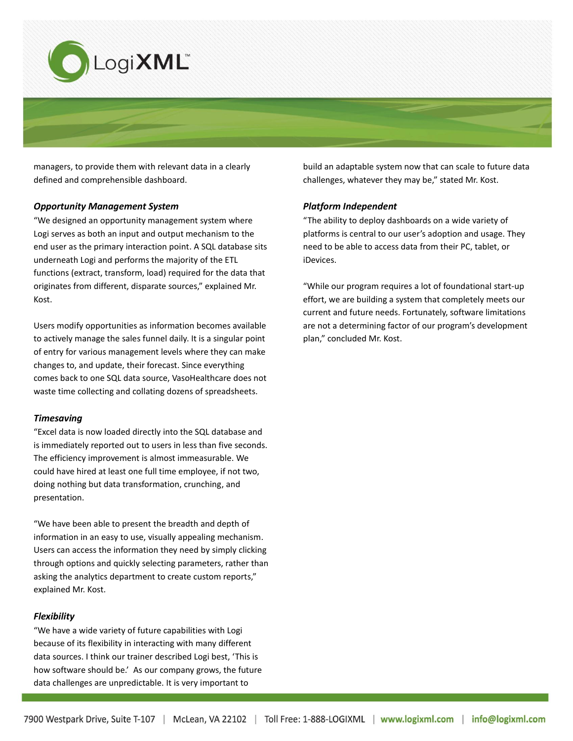managers, to provide them with relevant data in a clearly defined and comprehensible dashboard.

### *Opportunity Management System*

"We designed an opportunity management system where Logi serves as both an input and output mechanism to the end user as the primary interaction point. A SQL database sits underneath Logi and performs the majority of the ETL functions (extract, transform, load) required for the data that originates from different, disparate sources," explained Mr. Kost.

Users modify opportunities as information becomes available to actively manage the sales funnel daily. It is a singular point of entry for various management levels where they can make changes to, and update, their forecast. Since everything comes back to one SQL data source, VasoHealthcare does not waste time collecting and collating dozens of spreadsheets.

### *Timesaving*

"Excel data is now loaded directly into the SQL database and is immediately reported out to users in less than five seconds. The efficiency improvement is almost immeasurable. We could have hired at least one full time employee, if not two, doing nothing but data transformation, crunching, and presentation.

"We have been able to present the breadth and depth of information in an easy to use, visually appealing mechanism. Users can access the information they need by simply clicking through options and quickly selecting parameters, rather than asking the analytics department to create custom reports," explained Mr. Kost.

### *Flexibility*

"We have a wide variety of future capabilities with Logi because of its flexibility in interacting with many different data sources. I think our trainer described Logi best, 'This is how software should be.' As our company grows, the future data challenges are unpredictable. It is very important to build an adaptable system now that can scale to future data challenges, whatever they may be," stated Mr. Kost.

### *Platform Independent*

"The ability to deploy dashboards on a wide variety of platforms is central to our user's adoption and usage. They need to be able to access data from their PC, tablet, or iDevices.

"While our program requires a lot of foundational start-up effort, we are building a system that completely meets our current and future needs. Fortunately, software limitations are not a determining factor of our program's development plan," concluded Mr. Kost.